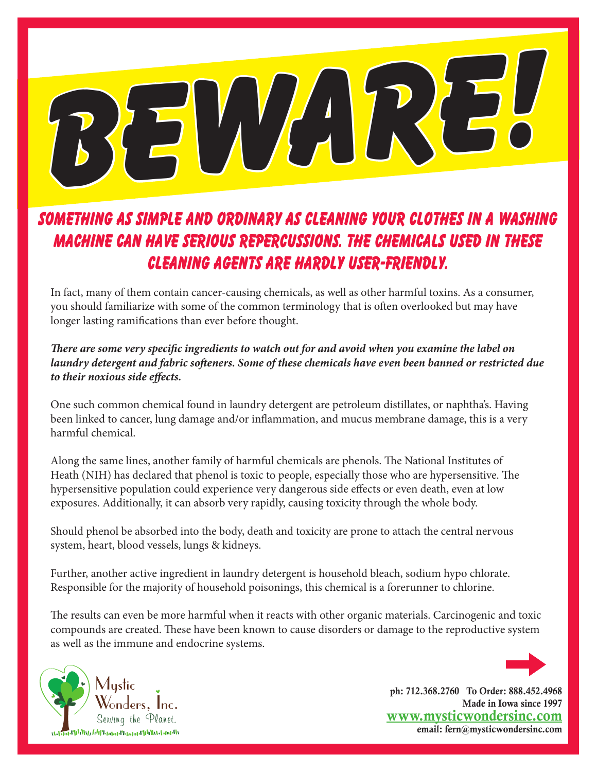# BEWARE!

## Something as simple and ordinary as cleaning your clothes in a washing machine can have serious repercussions. The chemicals used in these cleaning agents are hardly user-friendly.

In fact, many of them contain cancer-causing chemicals, as well as other harmful toxins. As a consumer, you should familiarize with some of the common terminology that is often overlooked but may have longer lasting ramifications than ever before thought.

***There are some very specific ingredients to watch out for and avoid when you examine the label on laundry detergent and fabric softeners. Some of these chemicals have even been banned or restricted due to their noxious side effects.***

One such common chemical found in laundry detergent are petroleum distillates, or naphtha's. Having been linked to cancer, lung damage and/or inflammation, and mucus membrane damage, this is a very harmful chemical.

Along the same lines, another family of harmful chemicals are phenols. The National Institutes of Heath (NIH) has declared that phenol is toxic to people, especially those who are hypersensitive. The hypersensitive population could experience very dangerous side effects or even death, even at low exposures. Additionally, it can absorb very rapidly, causing toxicity through the whole body.

Should phenol be absorbed into the body, death and toxicity are prone to attach the central nervous system, heart, blood vessels, lungs & kidneys.

Further, another active ingredient in laundry detergent is household bleach, sodium hypo chlorate. Responsible for the majority of household poisonings, this chemical is a forerunner to chlorine.

The results can even be more harmful when it reacts with other organic materials. Carcinogenic and toxic compounds are created. These have been known to cause disorders or damage to the reproductive system as well as the immune and endocrine systems.

Mystic Wonders, Inc.
Serving the Planet.

**ph: 712.368.2760 To Order: 888.452.4968**
**Made in Iowa since 1997**
**www.mysticwondersinc.com**
**email: fern@mysticwondersinc.com**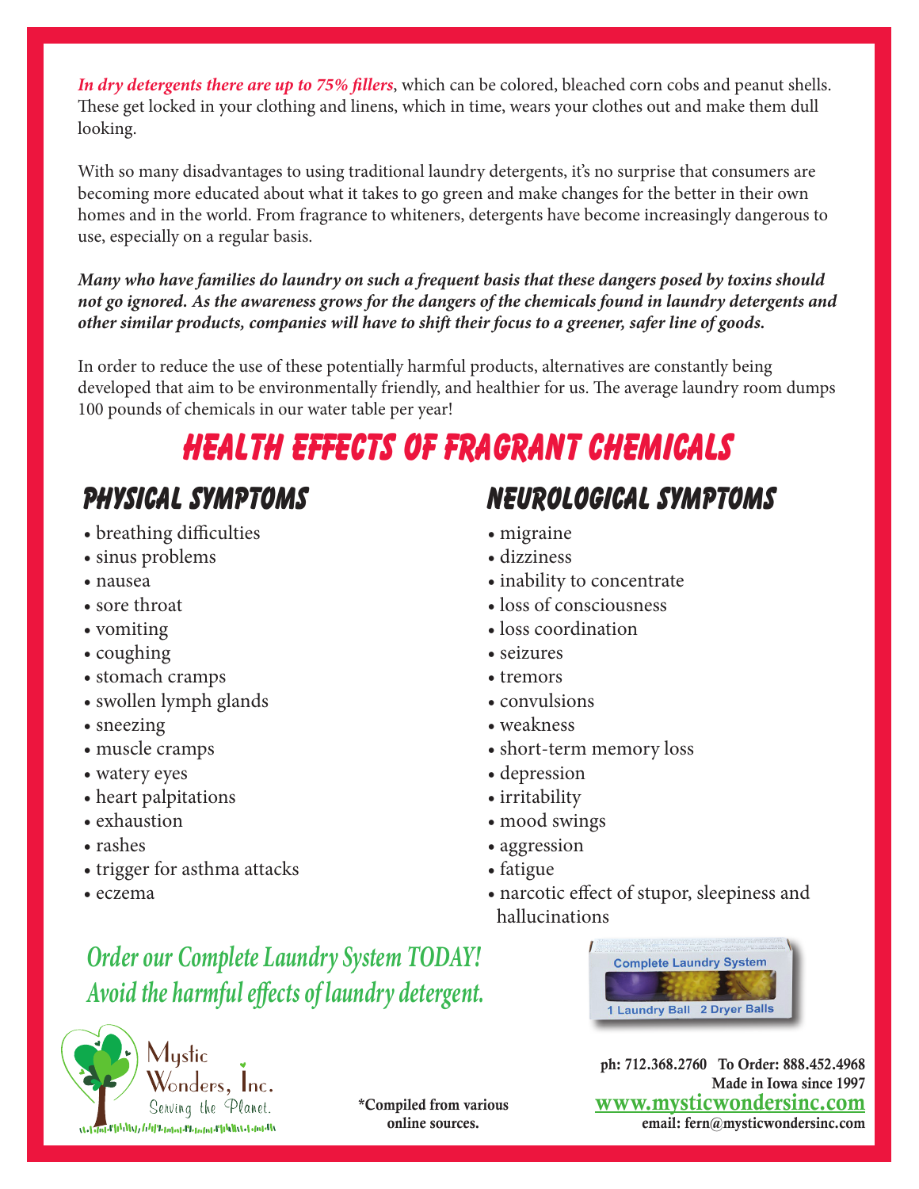***In dry detergents there are up to 75% fillers***, which can be colored, bleached corn cobs and peanut shells. These get locked in your clothing and linens, which in time, wears your clothes out and make them dull looking.

With so many disadvantages to using traditional laundry detergents, it's no surprise that consumers are becoming more educated about what it takes to go green and make changes for the better in their own homes and in the world. From fragrance to whiteners, detergents have become increasingly dangerous to use, especially on a regular basis.

***Many who have families do laundry on such a frequent basis that these dangers posed by toxins should not go ignored. As the awareness grows for the dangers of the chemicals found in laundry detergents and other similar products, companies will have to shift their focus to a greener, safer line of goods.***

In order to reduce the use of these potentially harmful products, alternatives are constantly being developed that aim to be environmentally friendly, and healthier for us. The average laundry room dumps 100 pounds of chemicals in our water table per year!

# HEALTH EFFECTS OF FRAGRANT CHEMICALS

## PHYSICAL SYMPTOMS

- breathing difficulties
- sinus problems
- nausea
- sore throat
- vomiting
- coughing
- stomach cramps
- swollen lymph glands
- sneezing
- muscle cramps
- watery eyes
- heart palpitations
- exhaustion
- rashes
- trigger for asthma attacks
- eczema

## NEUROLOGICAL SYMPTOMS

- migraine
- dizziness
- inability to concentrate
- loss of consciousness
- loss coordination
- seizures
- tremors
- convulsions
- weakness
- short-term memory loss
- depression
- irritability
- mood swings
- aggression
- fatigue
- narcotic effect of stupor, sleepiness and hallucinations

*Order our Complete Laundry System TODAY!*
*Avoid the harmful effects of laundry detergent.*

Complete Laundry System
1 Laundry Ball 2 Dryer Balls

Mystic Wonders, Inc.
Serving the Planet.

**\*Compiled from various online sources.**

**ph: 712.368.2760 To Order: 888.452.4968**
**Made in Iowa since 1997**
**www.mysticwondersinc.com**
**email: fern@mysticwondersinc.com**